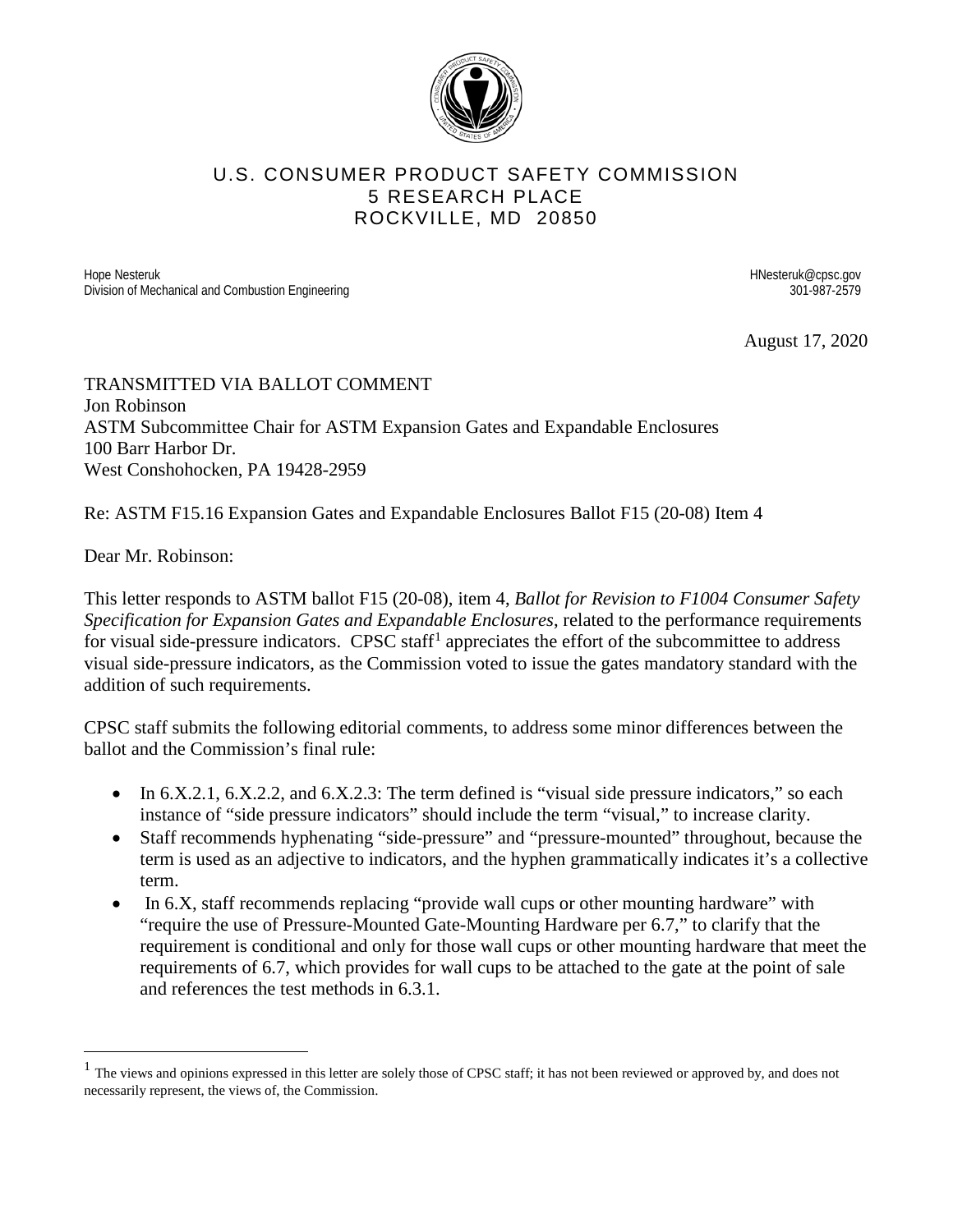# U.S. CONSUMER PRODUCT SAFETY COMMISSION
5 RESEARCH PLACE
ROCKVILLE, MD 20850

Hope Nesteruk
Division of Mechanical and Combustion Engineering

HNesteruk@cpsc.gov
301-987-2579

August 17, 2020

TRANSMITTED VIA BALLOT COMMENT
Jon Robinson
ASTM Subcommittee Chair for ASTM Expansion Gates and Expandable Enclosures
100 Barr Harbor Dr.
West Conshohocken, PA 19428-2959

Re: ASTM F15.16 Expansion Gates and Expandable Enclosures Ballot F15 (20-08) Item 4

Dear Mr. Robinson:

This letter responds to ASTM ballot F15 (20-08), item 4, *Ballot for Revision to F1004 Consumer Safety Specification for Expansion Gates and Expandable Enclosures*, related to the performance requirements for visual side-pressure indicators. CPSC staff[1] appreciates the effort of the subcommittee to address visual side-pressure indicators, as the Commission voted to issue the gates mandatory standard with the addition of such requirements.

CPSC staff submits the following editorial comments, to address some minor differences between the ballot and the Commission's final rule:

- In 6.X.2.1, 6.X.2.2, and 6.X.2.3: The term defined is "visual side pressure indicators," so each instance of "side pressure indicators" should include the term "visual," to increase clarity.
- Staff recommends hyphenating "side-pressure" and "pressure-mounted" throughout, because the term is used as an adjective to indicators, and the hyphen grammatically indicates it's a collective term.
- In 6.X, staff recommends replacing "provide wall cups or other mounting hardware" with "require the use of Pressure-Mounted Gate-Mounting Hardware per 6.7," to clarify that the requirement is conditional and only for those wall cups or other mounting hardware that meet the requirements of 6.7, which provides for wall cups to be attached to the gate at the point of sale and references the test methods in 6.3.1.

[1] The views and opinions expressed in this letter are solely those of CPSC staff; it has not been reviewed or approved by, and does not necessarily represent, the views of, the Commission.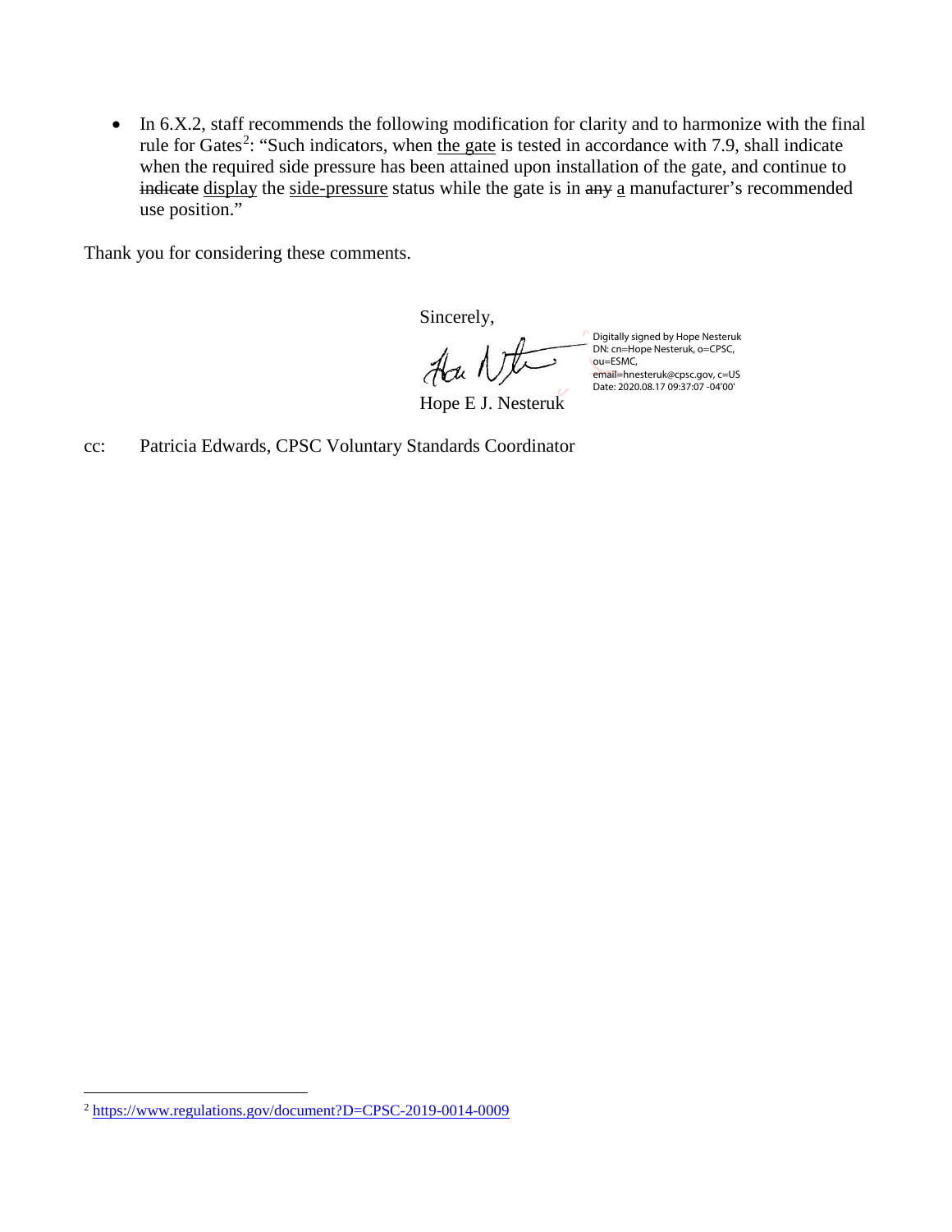- In 6.X.2, staff recommends the following modification for clarity and to harmonize with the final rule for Gates[2]: "Such indicators, when <u>the gate</u> is tested in accordance with 7.9, shall indicate when the required side pressure has been attained upon installation of the gate, and continue to ~~indicate~~ <u>display</u> the <u>side-pressure</u> status while the gate is in ~~any~~ <u>a</u> manufacturer's recommended use position."

Thank you for considering these comments.

Sincerely,

Digitally signed by Hope Nesteruk
DN: cn=Hope Nesteruk, o=CPSC, ou=ESMC, email=hnesteruk@cpsc.gov, c=US
Date: 2020.08.17 09:37:07 -04'00'

Hope E J. Nesteruk

cc: Patricia Edwards, CPSC Voluntary Standards Coordinator

---

[2] https://www.regulations.gov/document?D=CPSC-2019-0014-0009